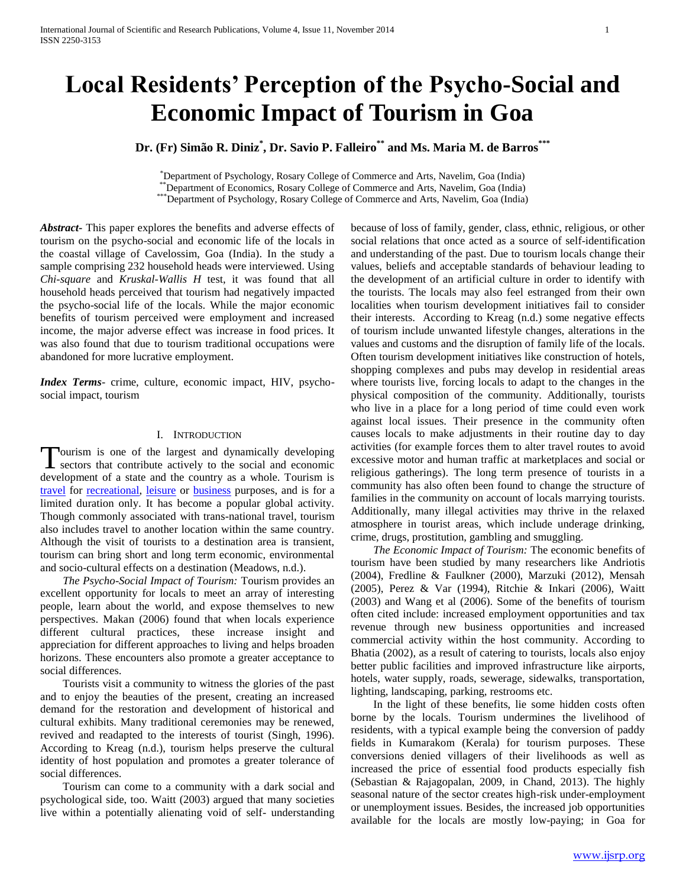# Local Residents' Perception of the Psycho-Social and Economic Impact of Tourism in Goa

**Dr. (Fr) Simão R. Diniz[\*], Dr. Savio P. Falleiro[\*\*] and Ms. Maria M. de Barros[\*\*\*]**

[\*]Department of Psychology, Rosary College of Commerce and Arts, Navelim, Goa (India)
[\*\*]Department of Economics, Rosary College of Commerce and Arts, Navelim, Goa (India)
[\*\*\*]Department of Psychology, Rosary College of Commerce and Arts, Navelim, Goa (India)

***Abstract*-** This paper explores the benefits and adverse effects of tourism on the psycho-social and economic life of the locals in the coastal village of Cavelossim, Goa (India). In the study a sample comprising 232 household heads were interviewed. Using *Chi-square* and *Kruskal-Wallis H* test, it was found that all household heads perceived that tourism had negatively impacted the psycho-social life of the locals. While the major economic benefits of tourism perceived were employment and increased income, the major adverse effect was increase in food prices. It was also found that due to tourism traditional occupations were abandoned for more lucrative employment.

***Index Terms*-** crime, culture, economic impact, HIV, psycho-social impact, tourism

## I. Introduction

Tourism is one of the largest and dynamically developing sectors that contribute actively to the social and economic development of a state and the country as a whole. Tourism is travel for recreational, leisure or business purposes, and is for a limited duration only. It has become a popular global activity. Though commonly associated with trans-national travel, tourism also includes travel to another location within the same country. Although the visit of tourists to a destination area is transient, tourism can bring short and long term economic, environmental and socio-cultural effects on a destination (Meadows, n.d.).

*The Psycho-Social Impact of Tourism:* Tourism provides an excellent opportunity for locals to meet an array of interesting people, learn about the world, and expose themselves to new perspectives. Makan (2006) found that when locals experience different cultural practices, these increase insight and appreciation for different approaches to living and helps broaden horizons. These encounters also promote a greater acceptance to social differences.

Tourists visit a community to witness the glories of the past and to enjoy the beauties of the present, creating an increased demand for the restoration and development of historical and cultural exhibits. Many traditional ceremonies may be renewed, revived and readapted to the interests of tourist (Singh, 1996). According to Kreag (n.d.), tourism helps preserve the cultural identity of host population and promotes a greater tolerance of social differences.

Tourism can come to a community with a dark social and psychological side, too. Waitt (2003) argued that many societies live within a potentially alienating void of self- understanding because of loss of family, gender, class, ethnic, religious, or other social relations that once acted as a source of self-identification and understanding of the past. Due to tourism locals change their values, beliefs and acceptable standards of behaviour leading to the development of an artificial culture in order to identify with the tourists. The locals may also feel estranged from their own localities when tourism development initiatives fail to consider their interests. According to Kreag (n.d.) some negative effects of tourism include unwanted lifestyle changes, alterations in the values and customs and the disruption of family life of the locals. Often tourism development initiatives like construction of hotels, shopping complexes and pubs may develop in residential areas where tourists live, forcing locals to adapt to the changes in the physical composition of the community. Additionally, tourists who live in a place for a long period of time could even work against local issues. Their presence in the community often causes locals to make adjustments in their routine day to day activities (for example forces them to alter travel routes to avoid excessive motor and human traffic at marketplaces and social or religious gatherings). The long term presence of tourists in a community has also often been found to change the structure of families in the community on account of locals marrying tourists. Additionally, many illegal activities may thrive in the relaxed atmosphere in tourist areas, which include underage drinking, crime, drugs, prostitution, gambling and smuggling.

*The Economic Impact of Tourism:* The economic benefits of tourism have been studied by many researchers like Andriotis (2004), Fredline & Faulkner (2000), Marzuki (2012), Mensah (2005), Perez & Var (1994), Ritchie & Inkari (2006), Waitt (2003) and Wang et al (2006). Some of the benefits of tourism often cited include: increased employment opportunities and tax revenue through new business opportunities and increased commercial activity within the host community. According to Bhatia (2002), as a result of catering to tourists, locals also enjoy better public facilities and improved infrastructure like airports, hotels, water supply, roads, sewerage, sidewalks, transportation, lighting, landscaping, parking, restrooms etc.

In the light of these benefits, lie some hidden costs often borne by the locals. Tourism undermines the livelihood of residents, with a typical example being the conversion of paddy fields in Kumarakom (Kerala) for tourism purposes. These conversions denied villagers of their livelihoods as well as increased the price of essential food products especially fish (Sebastian & Rajagopalan, 2009, in Chand, 2013). The highly seasonal nature of the sector creates high-risk under-employment or unemployment issues. Besides, the increased job opportunities available for the locals are mostly low-paying; in Goa for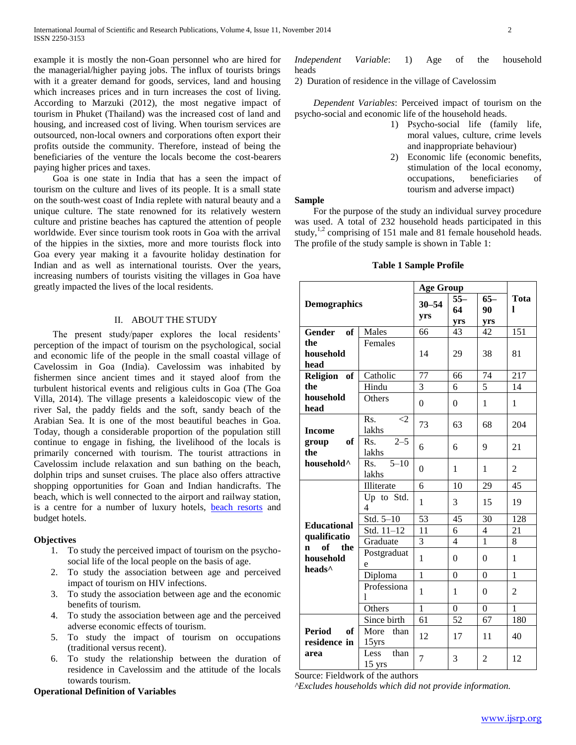example it is mostly the non-Goan personnel who are hired for the managerial/higher paying jobs. The influx of tourists brings with it a greater demand for goods, services, land and housing which increases prices and in turn increases the cost of living. According to Marzuki (2012), the most negative impact of tourism in Phuket (Thailand) was the increased cost of land and housing, and increased cost of living. When tourism services are outsourced, non-local owners and corporations often export their profits outside the community. Therefore, instead of being the beneficiaries of the venture the locals become the cost-bearers paying higher prices and taxes.

Goa is one state in India that has a seen the impact of tourism on the culture and lives of its people. It is a small state on the south-west coast of India replete with natural beauty and a unique culture. The state renowned for its relatively western culture and pristine beaches has captured the attention of people worldwide. Ever since tourism took roots in Goa with the arrival of the hippies in the sixties, more and more tourists flock into Goa every year making it a favourite holiday destination for Indian and as well as international tourists. Over the years, increasing numbers of tourists visiting the villages in Goa have greatly impacted the lives of the local residents.

## II. ABOUT THE STUDY

The present study/paper explores the local residents' perception of the impact of tourism on the psychological, social and economic life of the people in the small coastal village of Cavelossim in Goa (India). Cavelossim was inhabited by fishermen since ancient times and it stayed aloof from the turbulent historical events and religious cults in Goa (The Goa Villa, 2014). The village presents a kaleidoscopic view of the river Sal, the paddy fields and the soft, sandy beach of the Arabian Sea. It is one of the most beautiful beaches in Goa. Today, though a considerable proportion of the population still continue to engage in fishing, the livelihood of the locals is primarily concerned with tourism. The tourist attractions in Cavelossim include relaxation and sun bathing on the beach, dolphin trips and sunset cruises. The place also offers attractive shopping opportunities for Goan and Indian handicrafts. The beach, which is well connected to the airport and railway station, is a centre for a number of luxury hotels, beach resorts and budget hotels.

### Objectives

1. To study the perceived impact of tourism on the psycho-social life of the local people on the basis of age.
2. To study the association between age and perceived impact of tourism on HIV infections.
3. To study the association between age and the economic benefits of tourism.
4. To study the association between age and the perceived adverse economic effects of tourism.
5. To study the impact of tourism on occupations (traditional versus recent).
6. To study the relationship between the duration of residence in Cavelossim and the attitude of the locals towards tourism.

### Operational Definition of Variables

*Independent Variable*: 1) Age of the household heads
2) Duration of residence in the village of Cavelossim

*Dependent Variables*: Perceived impact of tourism on the psycho-social and economic life of the household heads.

1) Psycho-social life (family life, moral values, culture, crime levels and inappropriate behaviour)
2) Economic life (economic benefits, stimulation of the local economy, occupations, beneficiaries of tourism and adverse impact)

### Sample

For the purpose of the study an individual survey procedure was used. A total of 232 household heads participated in this study,[1,2] comprising of 151 male and 81 female household heads. The profile of the study sample is shown in Table 1:

**Table 1 Sample Profile**

| Demographics | | Age Group | | | Total |
|---|---|---|---|---|---|
| | | 30–54 yrs | 55–64 yrs | 65–90 yrs | |
| **Gender of the household head** | Males | 66 | 43 | 42 | 151 |
| | Females | 14 | 29 | 38 | 81 |
| **Religion of the household head** | Catholic | 77 | 66 | 74 | 217 |
| | Hindu | 3 | 6 | 5 | 14 |
| | Others | 0 | 0 | 1 | 1 |
| **Income group of the household^** | Rs. <2 lakhs | 73 | 63 | 68 | 204 |
| | Rs. 2–5 lakhs | 6 | 6 | 9 | 21 |
| | Rs. 5–10 lakhs | 0 | 1 | 1 | 2 |
| **Educational qualification of the household heads^** | Illiterate | 6 | 10 | 29 | 45 |
| | Up to Std. 4 | 1 | 3 | 15 | 19 |
| | Std. 5–10 | 53 | 45 | 30 | 128 |
| | Std. 11–12 | 11 | 6 | 4 | 21 |
| | Graduate | 3 | 4 | 1 | 8 |
| | Postgraduate | 1 | 0 | 0 | 1 |
| | Diploma | 1 | 0 | 0 | 1 |
| | Professional | 1 | 1 | 0 | 2 |
| | Others | 1 | 0 | 0 | 1 |
| **Period of residence in area** | Since birth | 61 | 52 | 67 | 180 |
| | More than 15yrs | 12 | 17 | 11 | 40 |
| | Less than 15 yrs | 7 | 3 | 2 | 12 |

Source: Fieldwork of the authors
*^Excludes households which did not provide information.*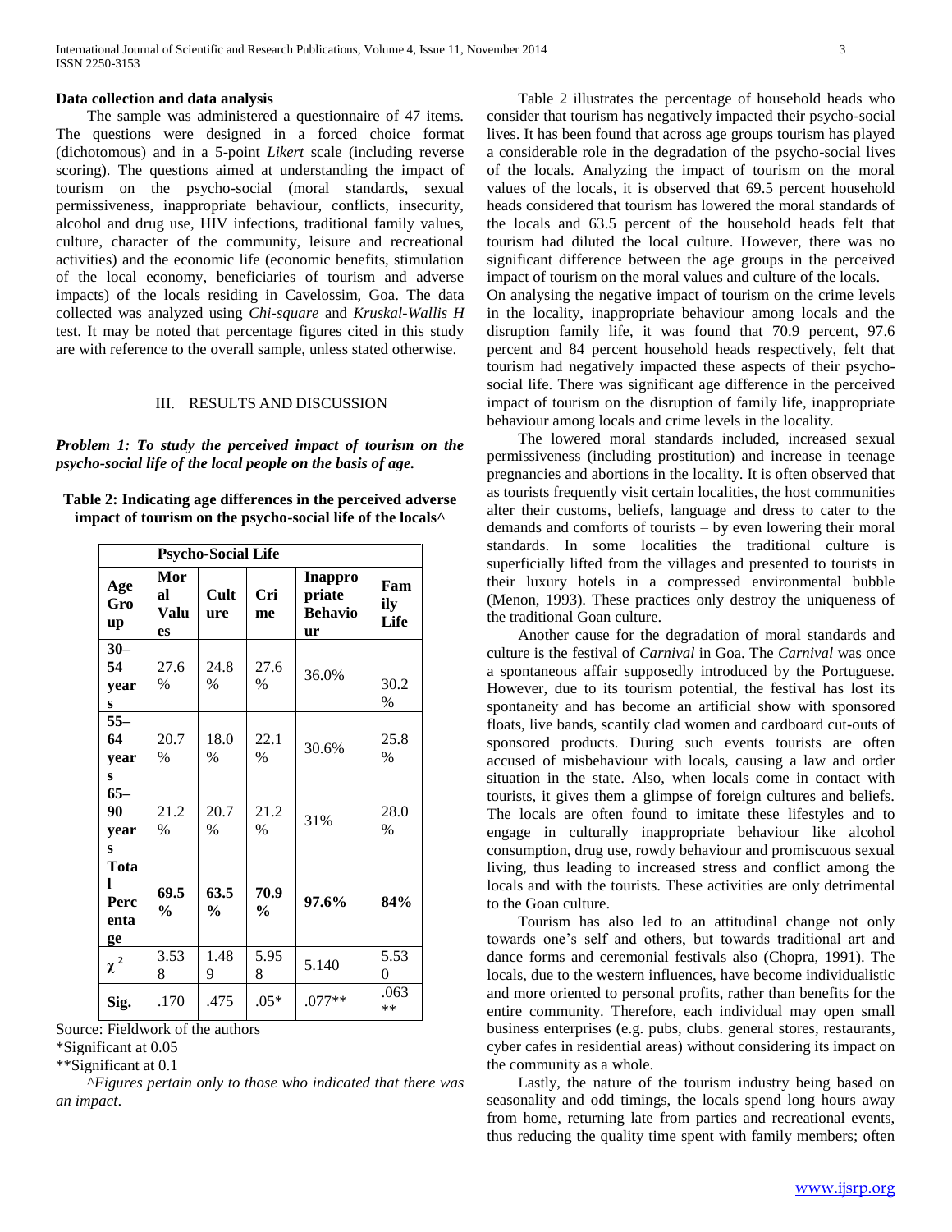**Data collection and data analysis**

The sample was administered a questionnaire of 47 items. The questions were designed in a forced choice format (dichotomous) and in a 5-point *Likert* scale (including reverse scoring). The questions aimed at understanding the impact of tourism on the psycho-social (moral standards, sexual permissiveness, inappropriate behaviour, conflicts, insecurity, alcohol and drug use, HIV infections, traditional family values, culture, character of the community, leisure and recreational activities) and the economic life (economic benefits, stimulation of the local economy, beneficiaries of tourism and adverse impacts) of the locals residing in Cavelossim, Goa. The data collected was analyzed using *Chi-square* and *Kruskal-Wallis H* test. It may be noted that percentage figures cited in this study are with reference to the overall sample, unless stated otherwise.

## III. Results and Discussion

***Problem 1: To study the perceived impact of tourism on the psycho-social life of the local people on the basis of age.***

**Table 2: Indicating age differences in the perceived adverse impact of tourism on the psycho-social life of the locals^**

| | **Psycho-Social Life** | | | | |
|---|---|---|---|---|---|
| **Age Group** | **Moral Values** | **Culture** | **Crime** | **Inappropriate Behaviour** | **Family Life** |
| **30–54 years** | 27.6 % | 24.8 % | 27.6 % | 36.0% | 30.2 % |
| **55–64 years** | 20.7 % | 18.0 % | 22.1 % | 30.6% | 25.8 % |
| **65–90 years** | 21.2 % | 20.7 % | 21.2 % | 31% | 28.0 % |
| **Total Percentage** | **69.5 %** | **63.5 %** | **70.9 %** | **97.6%** | **84%** |
| $\chi^2$ | 3.538 | 1.489 | 5.958 | 5.140 | 5.530 |
| **Sig.** | .170 | .475 | .05* | .077** | .063 ** |

Source: Fieldwork of the authors

*Significant at 0.05

**Significant at 0.1

^*Figures pertain only to those who indicated that there was an impact.*

Table 2 illustrates the percentage of household heads who consider that tourism has negatively impacted their psycho-social lives. It has been found that across age groups tourism has played a considerable role in the degradation of the psycho-social lives of the locals. Analyzing the impact of tourism on the moral values of the locals, it is observed that 69.5 percent household heads considered that tourism has lowered the moral standards of the locals and 63.5 percent of the household heads felt that tourism had diluted the local culture. However, there was no significant difference between the age groups in the perceived impact of tourism on the moral values and culture of the locals.

On analysing the negative impact of tourism on the crime levels in the locality, inappropriate behaviour among locals and the disruption family life, it was found that 70.9 percent, 97.6 percent and 84 percent household heads respectively, felt that tourism had negatively impacted these aspects of their psycho-social life. There was significant age difference in the perceived impact of tourism on the disruption of family life, inappropriate behaviour among locals and crime levels in the locality.

The lowered moral standards included, increased sexual permissiveness (including prostitution) and increase in teenage pregnancies and abortions in the locality. It is often observed that as tourists frequently visit certain localities, the host communities alter their customs, beliefs, language and dress to cater to the demands and comforts of tourists – by even lowering their moral standards. In some localities the traditional culture is superficially lifted from the villages and presented to tourists in their luxury hotels in a compressed environmental bubble (Menon, 1993). These practices only destroy the uniqueness of the traditional Goan culture.

Another cause for the degradation of moral standards and culture is the festival of *Carnival* in Goa. The *Carnival* was once a spontaneous affair supposedly introduced by the Portuguese. However, due to its tourism potential, the festival has lost its spontaneity and has become an artificial show with sponsored floats, live bands, scantily clad women and cardboard cut-outs of sponsored products. During such events tourists are often accused of misbehaviour with locals, causing a law and order situation in the state. Also, when locals come in contact with tourists, it gives them a glimpse of foreign cultures and beliefs. The locals are often found to imitate these lifestyles and to engage in culturally inappropriate behaviour like alcohol consumption, drug use, rowdy behaviour and promiscuous sexual living, thus leading to increased stress and conflict among the locals and with the tourists. These activities are only detrimental to the Goan culture.

Tourism has also led to an attitudinal change not only towards one's self and others, but towards traditional art and dance forms and ceremonial festivals also (Chopra, 1991). The locals, due to the western influences, have become individualistic and more oriented to personal profits, rather than benefits for the entire community. Therefore, each individual may open small business enterprises (e.g. pubs, clubs. general stores, restaurants, cyber cafes in residential areas) without considering its impact on the community as a whole.

Lastly, the nature of the tourism industry being based on seasonality and odd timings, the locals spend long hours away from home, returning late from parties and recreational events, thus reducing the quality time spent with family members; often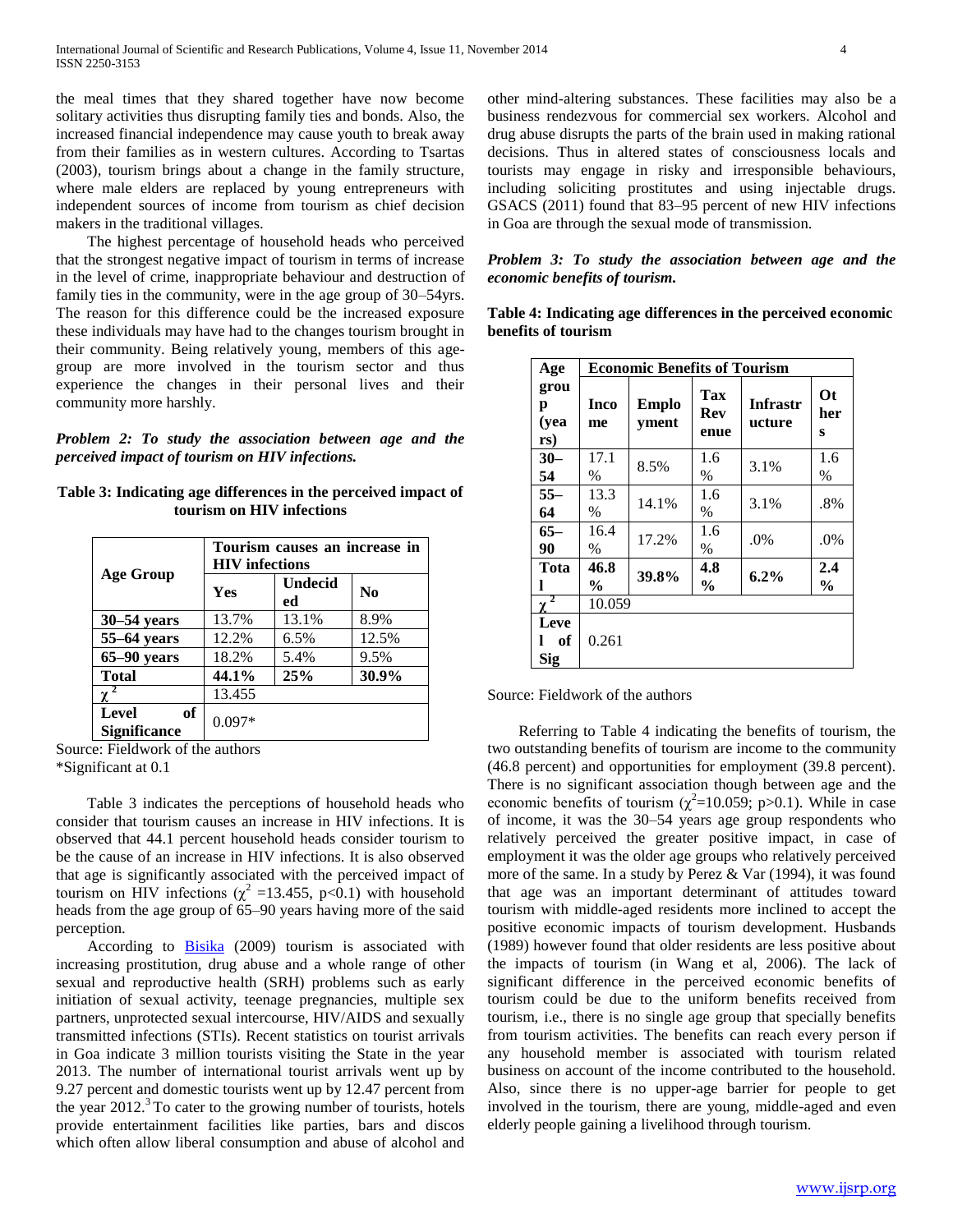the meal times that they shared together have now become solitary activities thus disrupting family ties and bonds. Also, the increased financial independence may cause youth to break away from their families as in western cultures. According to Tsartas (2003), tourism brings about a change in the family structure, where male elders are replaced by young entrepreneurs with independent sources of income from tourism as chief decision makers in the traditional villages.

The highest percentage of household heads who perceived that the strongest negative impact of tourism in terms of increase in the level of crime, inappropriate behaviour and destruction of family ties in the community, were in the age group of 30–54yrs. The reason for this difference could be the increased exposure these individuals may have had to the changes tourism brought in their community. Being relatively young, members of this age-group are more involved in the tourism sector and thus experience the changes in their personal lives and their community more harshly.

***Problem 2: To study the association between age and the perceived impact of tourism on HIV infections.***

**Table 3: Indicating age differences in the perceived impact of tourism on HIV infections**

| Age Group | Tourism causes an increase in HIV infections | | |
|---|---|---|---|
| | Yes | Undecided | No |
| **30–54 years** | 13.7% | 13.1% | 8.9% |
| **55–64 years** | 12.2% | 6.5% | 12.5% |
| **65–90 years** | 18.2% | 5.4% | 9.5% |
| **Total** | **44.1%** | **25%** | **30.9%** |
| $\chi^2$ | 13.455 | | |
| **Level of Significance** | 0.097* | | |

Source: Fieldwork of the authors
*Significant at 0.1

Table 3 indicates the perceptions of household heads who consider that tourism causes an increase in HIV infections. It is observed that 44.1 percent household heads consider tourism to be the cause of an increase in HIV infections. It is also observed that age is significantly associated with the perceived impact of tourism on HIV infections ($\chi^2$ =13.455, p<0.1) with household heads from the age group of 65–90 years having more of the said perception.

According to Bisika (2009) tourism is associated with increasing prostitution, drug abuse and a whole range of other sexual and reproductive health (SRH) problems such as early initiation of sexual activity, teenage pregnancies, multiple sex partners, unprotected sexual intercourse, HIV/AIDS and sexually transmitted infections (STIs). Recent statistics on tourist arrivals in Goa indicate 3 million tourists visiting the State in the year 2013. The number of international tourist arrivals went up by 9.27 percent and domestic tourists went up by 12.47 percent from the year 2012.[3] To cater to the growing number of tourists, hotels provide entertainment facilities like parties, bars and discos which often allow liberal consumption and abuse of alcohol and other mind-altering substances. These facilities may also be a business rendezvous for commercial sex workers. Alcohol and drug abuse disrupts the parts of the brain used in making rational decisions. Thus in altered states of consciousness locals and tourists may engage in risky and irresponsible behaviours, including soliciting prostitutes and using injectable drugs. GSACS (2011) found that 83–95 percent of new HIV infections in Goa are through the sexual mode of transmission.

***Problem 3: To study the association between age and the economic benefits of tourism.***

**Table 4: Indicating age differences in the perceived economic benefits of tourism**

| Age group (years) | Economic Benefits of Tourism | | | | |
|---|---|---|---|---|---|
| | Income | Employment | Tax Revenue | Infrastructure | Others |
| **30–54** | 17.1 % | 8.5% | 1.6 % | 3.1% | 1.6 % |
| **55–64** | 13.3 % | 14.1% | 1.6 % | 3.1% | .8% |
| **65–90** | 16.4 % | 17.2% | 1.6 % | .0% | .0% |
| **Total** | **46.8 %** | **39.8%** | **4.8 %** | **6.2%** | **2.4 %** |
| $\chi^2$ | 10.059 | | | | |
| **Level of Sig** | 0.261 | | | | |

Source: Fieldwork of the authors

Referring to Table 4 indicating the benefits of tourism, the two outstanding benefits of tourism are income to the community (46.8 percent) and opportunities for employment (39.8 percent). There is no significant association though between age and the economic benefits of tourism ($\chi^2$=10.059; p>0.1). While in case of income, it was the 30–54 years age group respondents who relatively perceived the greater positive impact, in case of employment it was the older age groups who relatively perceived more of the same. In a study by Perez & Var (1994), it was found that age was an important determinant of attitudes toward tourism with middle-aged residents more inclined to accept the positive economic impacts of tourism development. Husbands (1989) however found that older residents are less positive about the impacts of tourism (in Wang et al, 2006). The lack of significant difference in the perceived economic benefits of tourism could be due to the uniform benefits received from tourism, i.e., there is no single age group that specially benefits from tourism activities. The benefits can reach every person if any household member is associated with tourism related business on account of the income contributed to the household. Also, since there is no upper-age barrier for people to get involved in the tourism, there are young, middle-aged and even elderly people gaining a livelihood through tourism.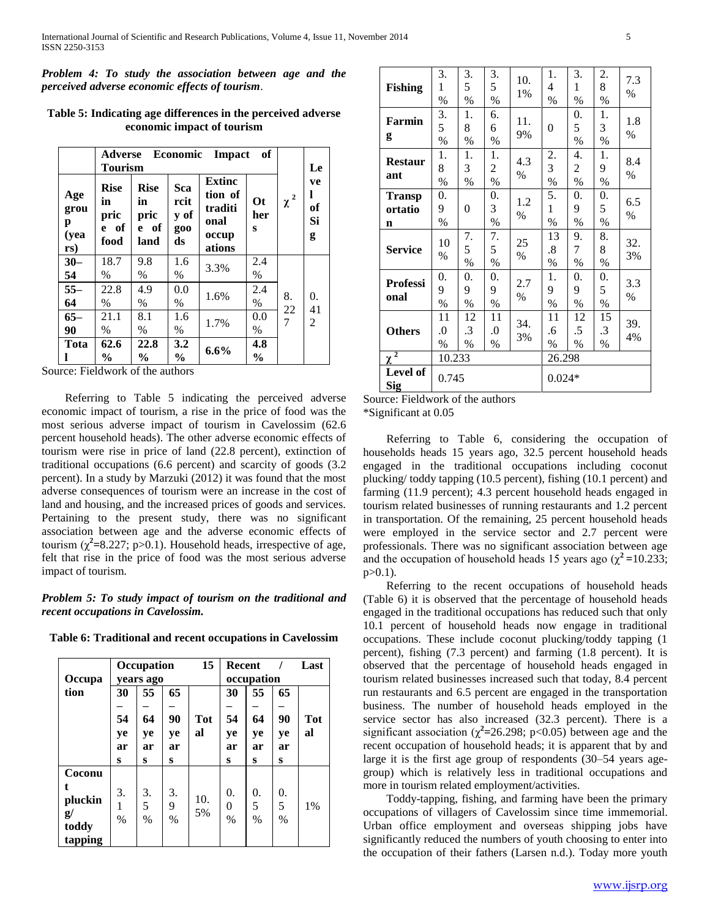***Problem 4: To study the association between age and the perceived adverse economic effects of tourism*.**

**Table 5: Indicating age differences in the perceived adverse economic impact of tourism**

| Age group (years) | Adverse Economic Impact of Tourism | | | | | $\chi^2$ | Level of Sig |
|---|---|---|---|---|---|---|---|
| | **Rise in price of food** | **Rise in price of land** | **Scarcity of goods** | **Extinction of traditional occupations** | **Others** | | |
| **30–54** | 18.7 % | 9.8 % | 1.6 % | 3.3% | 2.4 % | 8.227 | 0.412 |
| **55–64** | 22.8 % | 4.9 % | 0.0 % | 1.6% | 2.4 % | | |
| **65–90** | 21.1 % | 8.1 % | 1.6 % | 1.7% | 0.0 % | | |
| **Total** | **62.6 %** | **22.8 %** | **3.2 %** | **6.6%** | **4.8 %** | | |

Source: Fieldwork of the authors

Referring to Table 5 indicating the perceived adverse economic impact of tourism, a rise in the price of food was the most serious adverse impact of tourism in Cavelossim (62.6 percent household heads). The other adverse economic effects of tourism were rise in price of land (22.8 percent), extinction of traditional occupations (6.6 percent) and scarcity of goods (3.2 percent). In a study by Marzuki (2012) it was found that the most adverse consequences of tourism were an increase in the cost of land and housing, and the increased prices of goods and services. Pertaining to the present study, there was no significant association between age and the adverse economic effects of tourism ($\chi^2$=8.227; p>0.1). Household heads, irrespective of age, felt that rise in the price of food was the most serious adverse impact of tourism.

***Problem 5: To study impact of tourism on the traditional and recent occupations in Cavelossim.***

**Table 6: Traditional and recent occupations in Cavelossim**

| Occupation | Occupation 15 years ago | | | | Recent / Last occupation | | | |
|---|---|---|---|---|---|---|---|---|
| | **30–54 years** | **55–64 years** | **65–90 years** | **Total** | **30–54 years** | **55–64 years** | **65–90 years** | **Total** |
| **Coconut plucking/ toddy tapping** | 3.1 % | 3.5 % | 3.9 % | 10.5% | 0.0 % | 0.5 % | 0.5 % | 1% |
| **Fishing** | 3.1 % | 3.5 % | 3.5 % | 10.1% | 1.4 % | 3.1 % | 2.8 % | 7.3 % |
| **Farming** | 3.5 % | 1.8 % | 6.6 % | 11.9% | 0 | 0.5 % | 1.3 % | 1.8 % |
| **Restaurant** | 1.8 % | 1.3 % | 1.2 % | 4.3 % | 2.3 % | 4.2 % | 1.9 % | 8.4 % |
| **Transportation** | 0.9 % | 0 | 0.3 % | 1.2 % | 5.1 % | 0.9 % | 0.5 % | 6.5 % |
| **Service** | 10 % | 7.5 % | 7.5 % | 25 % | 13.8 % | 9.7 % | 8.8 % | 32.3% |
| **Professional** | 0.9 % | 0.9 % | 0.9 % | 2.7 % | 1.9 % | 0.9 % | 0.5 % | 3.3 % |
| **Others** | 11.0 % | 12.3 % | 11.0 % | 34.3% | 11.6 % | 12.5 % | 15.3 % | 39.4% |
| $\chi^2$ | 10.233 | | | | 26.298 | | | |
| **Level of Sig** | 0.745 | | | | 0.024* | | | |

Source: Fieldwork of the authors
*Significant at 0.05

Referring to Table 6, considering the occupation of households heads 15 years ago, 32.5 percent household heads engaged in the traditional occupations including coconut plucking/ toddy tapping (10.5 percent), fishing (10.1 percent) and farming (11.9 percent); 4.3 percent household heads engaged in tourism related businesses of running restaurants and 1.2 percent in transportation. Of the remaining, 25 percent household heads were employed in the service sector and 2.7 percent were professionals. There was no significant association between age and the occupation of household heads 15 years ago ($\chi^2$ =10.233; p>0.1).

Referring to the recent occupations of household heads (Table 6) it is observed that the percentage of household heads engaged in the traditional occupations has reduced such that only 10.1 percent of household heads now engage in traditional occupations. These include coconut plucking/toddy tapping (1 percent), fishing (7.3 percent) and farming (1.8 percent). It is observed that the percentage of household heads engaged in tourism related businesses increased such that today, 8.4 percent run restaurants and 6.5 percent are engaged in the transportation business. The number of household heads employed in the service sector has also increased (32.3 percent). There is a significant association ($\chi^2$=26.298; p<0.05) between age and the recent occupation of household heads; it is apparent that by and large it is the first age group of respondents (30–54 years age-group) which is relatively less in traditional occupations and more in tourism related employment/activities.

Toddy-tapping, fishing, and farming have been the primary occupations of villagers of Cavelossim since time immemorial. Urban office employment and overseas shipping jobs have significantly reduced the numbers of youth choosing to enter into the occupation of their fathers (Larsen n.d.). Today more youth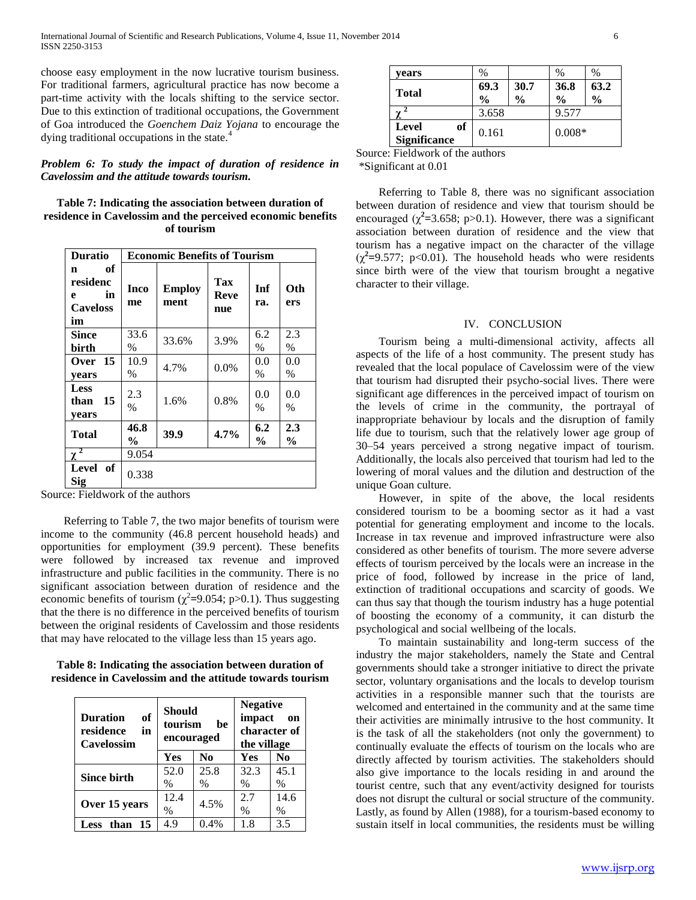choose easy employment in the now lucrative tourism business. For traditional farmers, agricultural practice has now become a part-time activity with the locals shifting to the service sector. Due to this extinction of traditional occupations, the Government of Goa introduced the *Goenchem Daiz Yojana* to encourage the dying traditional occupations in the state.[4]

***Problem 6: To study the impact of duration of residence in Cavelossim and the attitude towards tourism.***

**Table 7: Indicating the association between duration of residence in Cavelossim and the perceived economic benefits of tourism**

| Duration of residence in Cavelossim | Economic Benefits of Tourism | | | | |
|---|---|---|---|---|---|
| | Income | Employment | Tax Revenue | Infra. | Others |
| **Since birth** | 33.6 % | 33.6% | 3.9% | 6.2 % | 2.3 % |
| **Over 15 years** | 10.9 % | 4.7% | 0.0% | 0.0 % | 0.0 % |
| **Less than 15 years** | 2.3 % | 1.6% | 0.8% | 0.0 % | 0.0 % |
| **Total** | **46.8 %** | **39.9** | **4.7%** | **6.2 %** | **2.3 %** |
| $\chi^2$ | 9.054 | | | | |
| **Level of Sig** | 0.338 | | | | |

Source: Fieldwork of the authors

Referring to Table 7, the two major benefits of tourism were income to the community (46.8 percent household heads) and opportunities for employment (39.9 percent). These benefits were followed by increased tax revenue and improved infrastructure and public facilities in the community. There is no significant association between duration of residence and the economic benefits of tourism ($\chi^2$=9.054; p>0.1). Thus suggesting that the there is no difference in the perceived benefits of tourism between the original residents of Cavelossim and those residents that may have relocated to the village less than 15 years ago.

**Table 8: Indicating the association between duration of residence in Cavelossim and the attitude towards tourism**

| Duration of residence in Cavelossim | Should tourism be encouraged | | Negative impact on character of the village | |
|---|---|---|---|---|
| | Yes | No | Yes | No |
| **Since birth** | 52.0 % | 25.8 % | 32.3 % | 45.1 % |
| **Over 15 years** | 12.4 % | 4.5% | 2.7 % | 14.6 % |
| **Less than 15 years** | 4.9 % | 0.4% | 1.8 % | 3.5 % |
| **Total** | **69.3 %** | **30.7 %** | **36.8 %** | **63.2 %** |
| $\chi^2$ | 3.658 | | 9.577 | |
| **Level of Significance** | 0.161 | | 0.008* | |

Source: Fieldwork of the authors
*Significant at 0.01

Referring to Table 8, there was no significant association between duration of residence and view that tourism should be encouraged ($\chi^2$=3.658; p>0.1). However, there was a significant association between duration of residence and the view that tourism has a negative impact on the character of the village ($\chi^2$=9.577; p<0.01). The household heads who were residents since birth were of the view that tourism brought a negative character to their village.

## IV. Conclusion

Tourism being a multi-dimensional activity, affects all aspects of the life of a host community. The present study has revealed that the local populace of Cavelossim were of the view that tourism had disrupted their psycho-social lives. There were significant age differences in the perceived impact of tourism on the levels of crime in the community, the portrayal of inappropriate behaviour by locals and the disruption of family life due to tourism, such that the relatively lower age group of 30–54 years perceived a strong negative impact of tourism. Additionally, the locals also perceived that tourism had led to the lowering of moral values and the dilution and destruction of the unique Goan culture.

However, in spite of the above, the local residents considered tourism to be a booming sector as it had a vast potential for generating employment and income to the locals. Increase in tax revenue and improved infrastructure were also considered as other benefits of tourism. The more severe adverse effects of tourism perceived by the locals were an increase in the price of food, followed by increase in the price of land, extinction of traditional occupations and scarcity of goods. We can thus say that though the tourism industry has a huge potential of boosting the economy of a community, it can disturb the psychological and social wellbeing of the locals.

To maintain sustainability and long-term success of the industry the major stakeholders, namely the State and Central governments should take a stronger initiative to direct the private sector, voluntary organisations and the locals to develop tourism activities in a responsible manner such that the tourists are welcomed and entertained in the community and at the same time their activities are minimally intrusive to the host community. It is the task of all the stakeholders (not only the government) to continually evaluate the effects of tourism on the locals who are directly affected by tourism activities. The stakeholders should also give importance to the locals residing in and around the tourist centre, such that any event/activity designed for tourists does not disrupt the cultural or social structure of the community. Lastly, as found by Allen (1988), for a tourism-based economy to sustain itself in local communities, the residents must be willing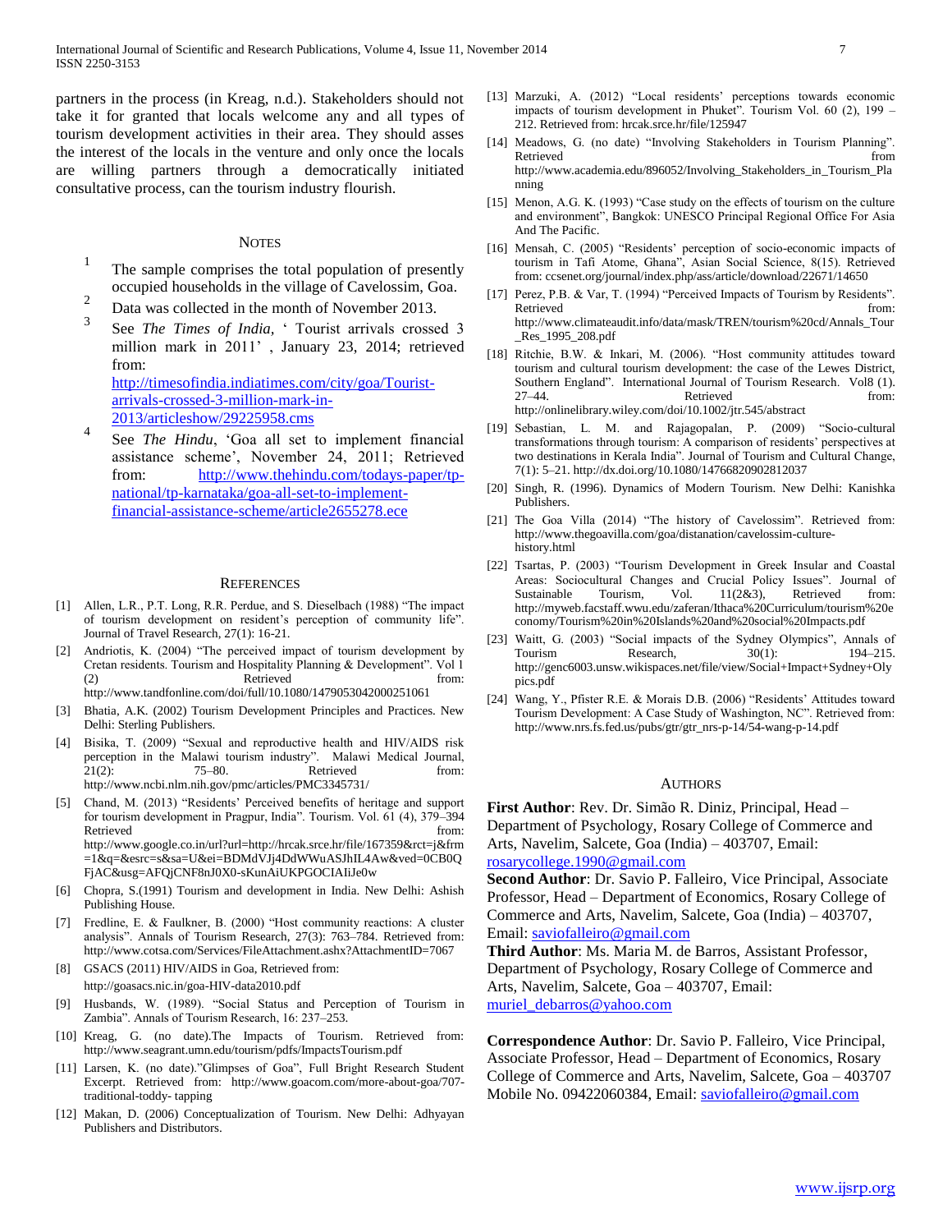partners in the process (in Kreag, n.d.). Stakeholders should not take it for granted that locals welcome any and all types of tourism development activities in their area. They should asses the interest of the locals in the venture and only once the locals are willing partners through a democratically initiated consultative process, can the tourism industry flourish.

## Notes

[1] The sample comprises the total population of presently occupied households in the village of Cavelossim, Goa.

[2] Data was collected in the month of November 2013.

[3] See *The Times of India,* ' Tourist arrivals crossed 3 million mark in 2011' , January 23, 2014; retrieved from: http://timesofindia.indiatimes.com/city/goa/Tourist-arrivals-crossed-3-million-mark-in-2013/articleshow/29225958.cms

[4] See *The Hindu*, 'Goa all set to implement financial assistance scheme', November 24, 2011; Retrieved from: http://www.thehindu.com/todays-paper/tp-national/tp-karnataka/goa-all-set-to-implement-financial-assistance-scheme/article2655278.ece

## References

[1] Allen, L.R., P.T. Long, R.R. Perdue, and S. Dieselbach (1988) "The impact of tourism development on resident's perception of community life". Journal of Travel Research, 27(1): 16-21.

[2] Andriotis, K. (2004) "The perceived impact of tourism development by Cretan residents. Tourism and Hospitality Planning & Development". Vol 1 (2) Retrieved from: http://www.tandfonline.com/doi/full/10.1080/1479053042000251061

[3] Bhatia, A.K. (2002) Tourism Development Principles and Practices. New Delhi: Sterling Publishers.

[4] Bisika, T. (2009) "Sexual and reproductive health and HIV/AIDS risk perception in the Malawi tourism industry". Malawi Medical Journal, 21(2): 75–80. Retrieved from: http://www.ncbi.nlm.nih.gov/pmc/articles/PMC3345731/

[5] Chand, M. (2013) "Residents' Perceived benefits of heritage and support for tourism development in Pragpur, India". Tourism. Vol. 61 (4), 379–394 Retrieved from: http://www.google.co.in/url?url=http://hrcak.srce.hr/file/167359&rct=j&frm=1&q=&esrc=s&sa=U&ei=BDMdVJj4DdWWuASJhIL4Aw&ved=0CB0QFjAC&usg=AFQjCNF8nJ0X0-sKunAiUKPGOCIAIiJe0w

[6] Chopra, S.(1991) Tourism and development in India. New Delhi: Ashish Publishing House.

[7] Fredline, E. & Faulkner, B. (2000) "Host community reactions: A cluster analysis". Annals of Tourism Research, 27(3): 763–784. Retrieved from: http://www.cotsa.com/Services/FileAttachment.ashx?AttachmentID=7067

[8] GSACS (2011) HIV/AIDS in Goa, Retrieved from: http://goasacs.nic.in/goa-HIV-data2010.pdf

[9] Husbands, W. (1989). "Social Status and Perception of Tourism in Zambia". Annals of Tourism Research, 16: 237–253.

[10] Kreag, G. (no date).The Impacts of Tourism. Retrieved from: http://www.seagrant.umn.edu/tourism/pdfs/ImpactsTourism.pdf

[11] Larsen, K. (no date)."Glimpses of Goa", Full Bright Research Student Excerpt. Retrieved from: http://www.goacom.com/more-about-goa/707-traditional-toddy- tapping

[12] Makan, D. (2006) Conceptualization of Tourism. New Delhi: Adhyayan Publishers and Distributors.

[13] Marzuki, A. (2012) "Local residents' perceptions towards economic impacts of tourism development in Phuket". Tourism Vol. 60 (2), 199 – 212. Retrieved from: hrcak.srce.hr/file/125947

[14] Meadows, G. (no date) "Involving Stakeholders in Tourism Planning". Retrieved from http://www.academia.edu/896052/Involving_Stakeholders_in_Tourism_Planning

[15] Menon, A.G. K. (1993) "Case study on the effects of tourism on the culture and environment", Bangkok: UNESCO Principal Regional Office For Asia And The Pacific.

[16] Mensah, C. (2005) "Residents' perception of socio-economic impacts of tourism in Tafi Atome, Ghana", Asian Social Science, 8(15). Retrieved from: ccsenet.org/journal/index.php/ass/article/download/22671/14650

[17] Perez, P.B. & Var, T. (1994) "Perceived Impacts of Tourism by Residents". Retrieved from: http://www.climateaudit.info/data/mask/TREN/tourism%20cd/Annals_Tour_Res_1995_208.pdf

[18] Ritchie, B.W. & Inkari, M. (2006). "Host community attitudes toward tourism and cultural tourism development: the case of the Lewes District, Southern England". International Journal of Tourism Research. Vol8 (1). 27–44. Retrieved from: http://onlinelibrary.wiley.com/doi/10.1002/jtr.545/abstract

[19] Sebastian, L. M. and Rajagopalan, P. (2009) "Socio-cultural transformations through tourism: A comparison of residents' perspectives at two destinations in Kerala India". Journal of Tourism and Cultural Change, 7(1): 5–21. http://dx.doi.org/10.1080/14766820902812037

[20] Singh, R. (1996). Dynamics of Modern Tourism. New Delhi: Kanishka Publishers.

[21] The Goa Villa (2014) "The history of Cavelossim". Retrieved from: http://www.thegoavilla.com/goa/distanation/cavelossim-culture-history.html

[22] Tsartas, P. (2003) "Tourism Development in Greek Insular and Coastal Areas: Sociocultural Changes and Crucial Policy Issues". Journal of Sustainable Tourism, Vol. 11(2&3), Retrieved from: http://myweb.facstaff.wwu.edu/zaferan/Ithaca%20Curriculum/tourism%20economy/Tourism%20in%20Islands%20and%20social%20Impacts.pdf

[23] Waitt, G. (2003) "Social impacts of the Sydney Olympics", Annals of Tourism Research, 30(1): 194–215. http://genc6003.unsw.wikispaces.net/file/view/Social+Impact+Sydney+Olypics.pdf

[24] Wang, Y., Pfister R.E. & Morais D.B. (2006) "Residents' Attitudes toward Tourism Development: A Case Study of Washington, NC". Retrieved from: http://www.nrs.fs.fed.us/pubs/gtr/gtr_nrs-p-14/54-wang-p-14.pdf

## Authors

**First Author**: Rev. Dr. Simão R. Diniz, Principal, Head – Department of Psychology, Rosary College of Commerce and Arts, Navelim, Salcete, Goa (India) – 403707, Email: rosarycollege.1990@gmail.com

**Second Author**: Dr. Savio P. Falleiro, Vice Principal, Associate Professor, Head – Department of Economics, Rosary College of Commerce and Arts, Navelim, Salcete, Goa (India) – 403707, Email: saviofalleiro@gmail.com

**Third Author**: Ms. Maria M. de Barros, Assistant Professor, Department of Psychology, Rosary College of Commerce and Arts, Navelim, Salcete, Goa – 403707, Email: muriel_debarros@yahoo.com

**Correspondence Author**: Dr. Savio P. Falleiro, Vice Principal, Associate Professor, Head – Department of Economics, Rosary College of Commerce and Arts, Navelim, Salcete, Goa – 403707 Mobile No. 09422060384, Email: saviofalleiro@gmail.com